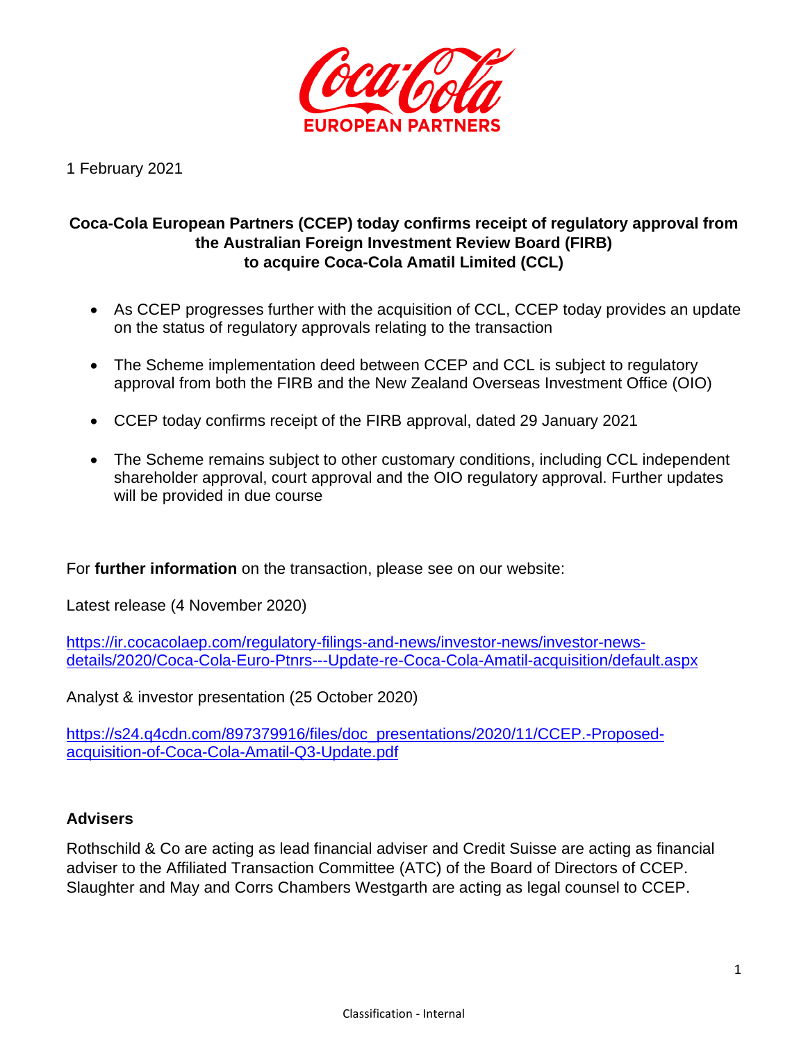1 February 2021

**Coca-Cola European Partners (CCEP) today confirms receipt of regulatory approval from the Australian Foreign Investment Review Board (FIRB) to acquire Coca-Cola Amatil Limited (CCL)**

- As CCEP progresses further with the acquisition of CCL, CCEP today provides an update on the status of regulatory approvals relating to the transaction
- The Scheme implementation deed between CCEP and CCL is subject to regulatory approval from both the FIRB and the New Zealand Overseas Investment Office (OIO)
- CCEP today confirms receipt of the FIRB approval, dated 29 January 2021
- The Scheme remains subject to other customary conditions, including CCL independent shareholder approval, court approval and the OIO regulatory approval. Further updates will be provided in due course

For **further information** on the transaction, please see on our website:

Latest release (4 November 2020)

https://ir.cocacolaep.com/regulatory-filings-and-news/investor-news/investor-news-details/2020/Coca-Cola-Euro-Ptnrs---Update-re-Coca-Cola-Amatil-acquisition/default.aspx

Analyst & investor presentation (25 October 2020)

https://s24.q4cdn.com/897379916/files/doc_presentations/2020/11/CCEP.-Proposed-acquisition-of-Coca-Cola-Amatil-Q3-Update.pdf

**Advisers**

Rothschild & Co are acting as lead financial adviser and Credit Suisse are acting as financial adviser to the Affiliated Transaction Committee (ATC) of the Board of Directors of CCEP. Slaughter and May and Corrs Chambers Westgarth are acting as legal counsel to CCEP.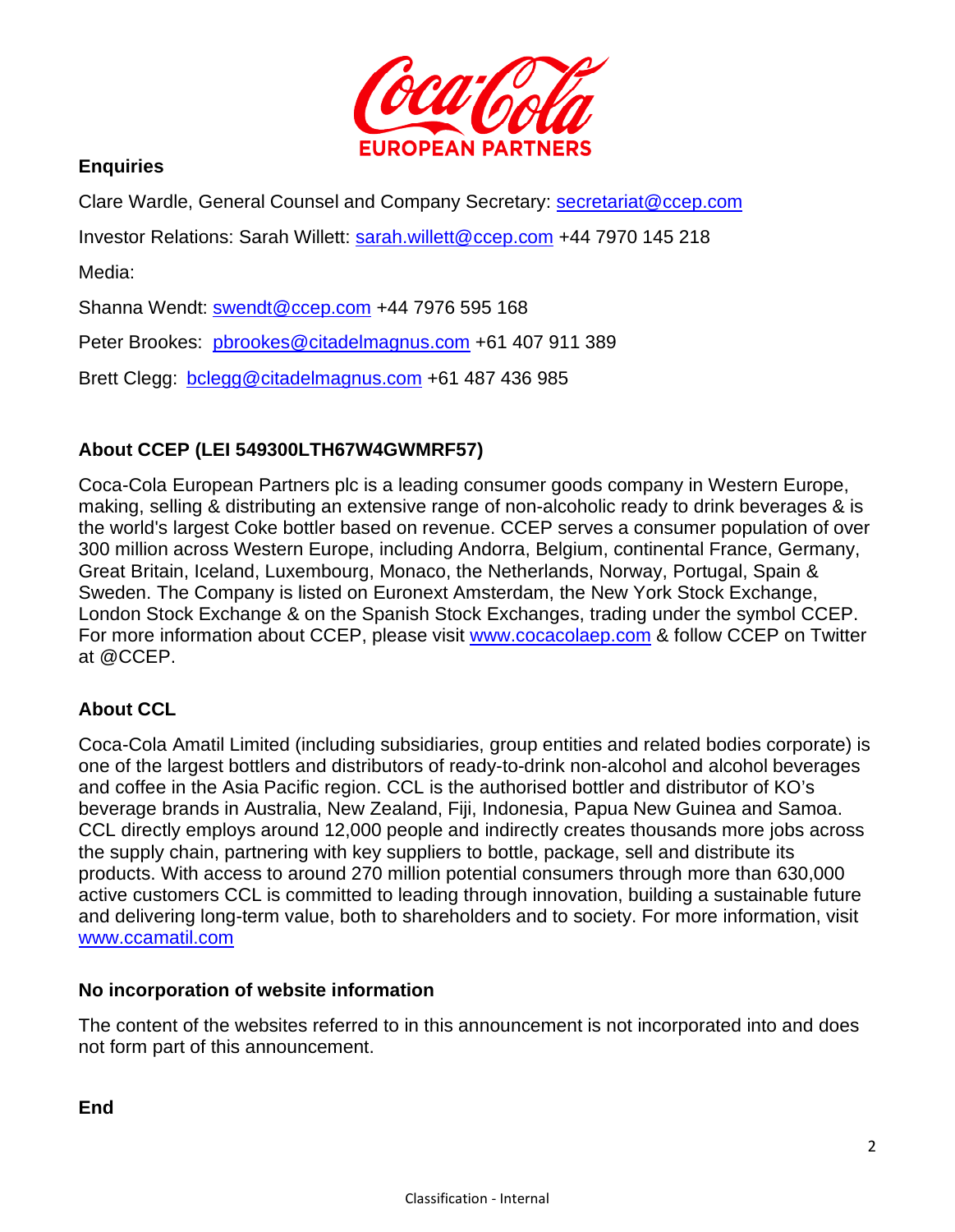**Enquiries**

Clare Wardle, General Counsel and Company Secretary: secretariat@ccep.com

Investor Relations: Sarah Willett: sarah.willett@ccep.com +44 7970 145 218

Media:

Shanna Wendt: swendt@ccep.com +44 7976 595 168

Peter Brookes: pbrookes@citadelmagnus.com +61 407 911 389

Brett Clegg: bclegg@citadelmagnus.com +61 487 436 985

**About CCEP (LEI 549300LTH67W4GWMRF57)**

Coca-Cola European Partners plc is a leading consumer goods company in Western Europe, making, selling & distributing an extensive range of non-alcoholic ready to drink beverages & is the world's largest Coke bottler based on revenue. CCEP serves a consumer population of over 300 million across Western Europe, including Andorra, Belgium, continental France, Germany, Great Britain, Iceland, Luxembourg, Monaco, the Netherlands, Norway, Portugal, Spain & Sweden. The Company is listed on Euronext Amsterdam, the New York Stock Exchange, London Stock Exchange & on the Spanish Stock Exchanges, trading under the symbol CCEP. For more information about CCEP, please visit www.cocacolaep.com & follow CCEP on Twitter at @CCEP.

**About CCL**

Coca-Cola Amatil Limited (including subsidiaries, group entities and related bodies corporate) is one of the largest bottlers and distributors of ready-to-drink non-alcohol and alcohol beverages and coffee in the Asia Pacific region. CCL is the authorised bottler and distributor of KO's beverage brands in Australia, New Zealand, Fiji, Indonesia, Papua New Guinea and Samoa. CCL directly employs around 12,000 people and indirectly creates thousands more jobs across the supply chain, partnering with key suppliers to bottle, package, sell and distribute its products. With access to around 270 million potential consumers through more than 630,000 active customers CCL is committed to leading through innovation, building a sustainable future and delivering long-term value, both to shareholders and to society. For more information, visit www.ccamatil.com

**No incorporation of website information**

The content of the websites referred to in this announcement is not incorporated into and does not form part of this announcement.

**End**